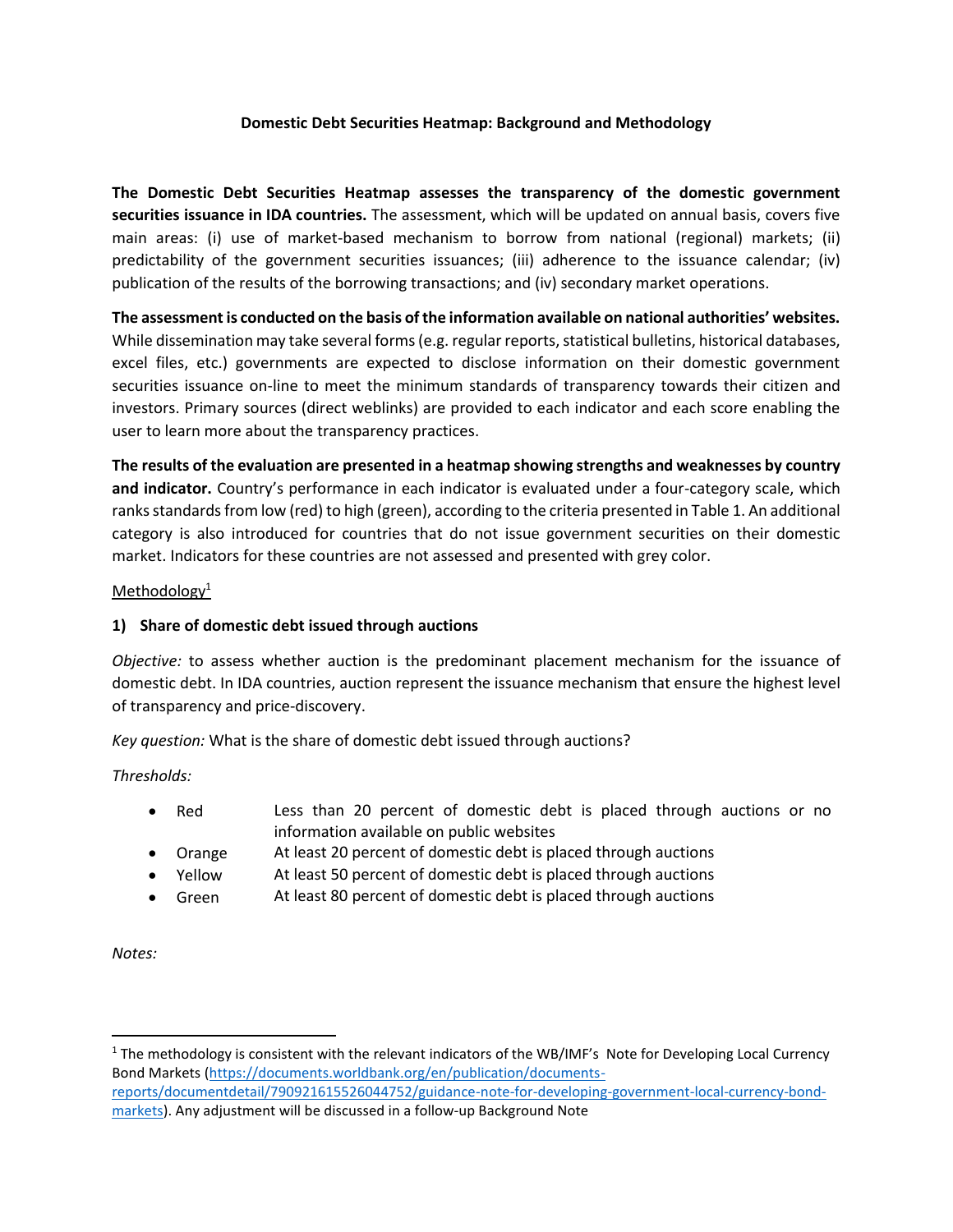**Domestic Debt Securities Heatmap: Background and Methodology**

**The Domestic Debt Securities Heatmap assesses the transparency of the domestic government securities issuance in IDA countries.** The assessment, which will be updated on annual basis, covers five main areas: (i) use of market-based mechanism to borrow from national (regional) markets; (ii) predictability of the government securities issuances; (iii) adherence to the issuance calendar; (iv) publication of the results of the borrowing transactions; and (iv) secondary market operations.

**The assessment is conducted on the basis of the information available on national authorities' websites.** While dissemination may take several forms (e.g. regular reports, statistical bulletins, historical databases, excel files, etc.) governments are expected to disclose information on their domestic government securities issuance on-line to meet the minimum standards of transparency towards their citizen and investors. Primary sources (direct weblinks) are provided to each indicator and each score enabling the user to learn more about the transparency practices.

**The results of the evaluation are presented in a heatmap showing strengths and weaknesses by country and indicator.** Country's performance in each indicator is evaluated under a four-category scale, which ranks standards from low (red) to high (green), according to the criteria presented in Table 1. An additional category is also introduced for countries that do not issue government securities on their domestic market. Indicators for these countries are not assessed and presented with grey color.

Methodology[1]

**1) Share of domestic debt issued through auctions**

*Objective:* to assess whether auction is the predominant placement mechanism for the issuance of domestic debt. In IDA countries, auction represent the issuance mechanism that ensure the highest level of transparency and price-discovery.

*Key question:* What is the share of domestic debt issued through auctions?

*Thresholds:*

- Red — Less than 20 percent of domestic debt is placed through auctions or no information available on public websites
- Orange — At least 20 percent of domestic debt is placed through auctions
- Yellow — At least 50 percent of domestic debt is placed through auctions
- Green — At least 80 percent of domestic debt is placed through auctions

*Notes:*

[1] The methodology is consistent with the relevant indicators of the WB/IMF's Note for Developing Local Currency Bond Markets (https://documents.worldbank.org/en/publication/documents-reports/documentdetail/790921615526044752/guidance-note-for-developing-government-local-currency-bond-markets). Any adjustment will be discussed in a follow-up Background Note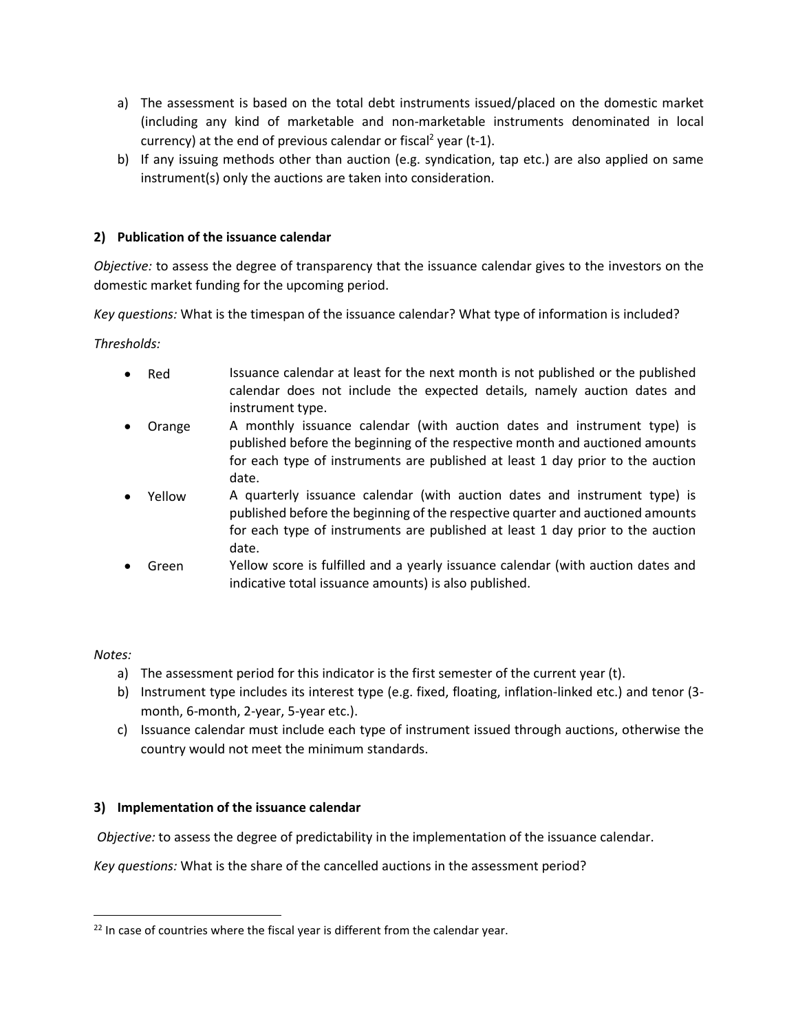a) The assessment is based on the total debt instruments issued/placed on the domestic market (including any kind of marketable and non-marketable instruments denominated in local currency) at the end of previous calendar or fiscal[2] year (t-1).
b) If any issuing methods other than auction (e.g. syndication, tap etc.) are also applied on same instrument(s) only the auctions are taken into consideration.

#### 2) Publication of the issuance calendar

*Objective:* to assess the degree of transparency that the issuance calendar gives to the investors on the domestic market funding for the upcoming period.

*Key questions:* What is the timespan of the issuance calendar? What type of information is included?

*Thresholds:*

- Red — Issuance calendar at least for the next month is not published or the published calendar does not include the expected details, namely auction dates and instrument type.
- Orange — A monthly issuance calendar (with auction dates and instrument type) is published before the beginning of the respective month and auctioned amounts for each type of instruments are published at least 1 day prior to the auction date.
- Yellow — A quarterly issuance calendar (with auction dates and instrument type) is published before the beginning of the respective quarter and auctioned amounts for each type of instruments are published at least 1 day prior to the auction date.
- Green — Yellow score is fulfilled and a yearly issuance calendar (with auction dates and indicative total issuance amounts) is also published.

*Notes:*

a) The assessment period for this indicator is the first semester of the current year (t).
b) Instrument type includes its interest type (e.g. fixed, floating, inflation-linked etc.) and tenor (3-month, 6-month, 2-year, 5-year etc.).
c) Issuance calendar must include each type of instrument issued through auctions, otherwise the country would not meet the minimum standards.

#### 3) Implementation of the issuance calendar

*Objective:* to assess the degree of predictability in the implementation of the issuance calendar.

*Key questions:* What is the share of the cancelled auctions in the assessment period?

[22] In case of countries where the fiscal year is different from the calendar year.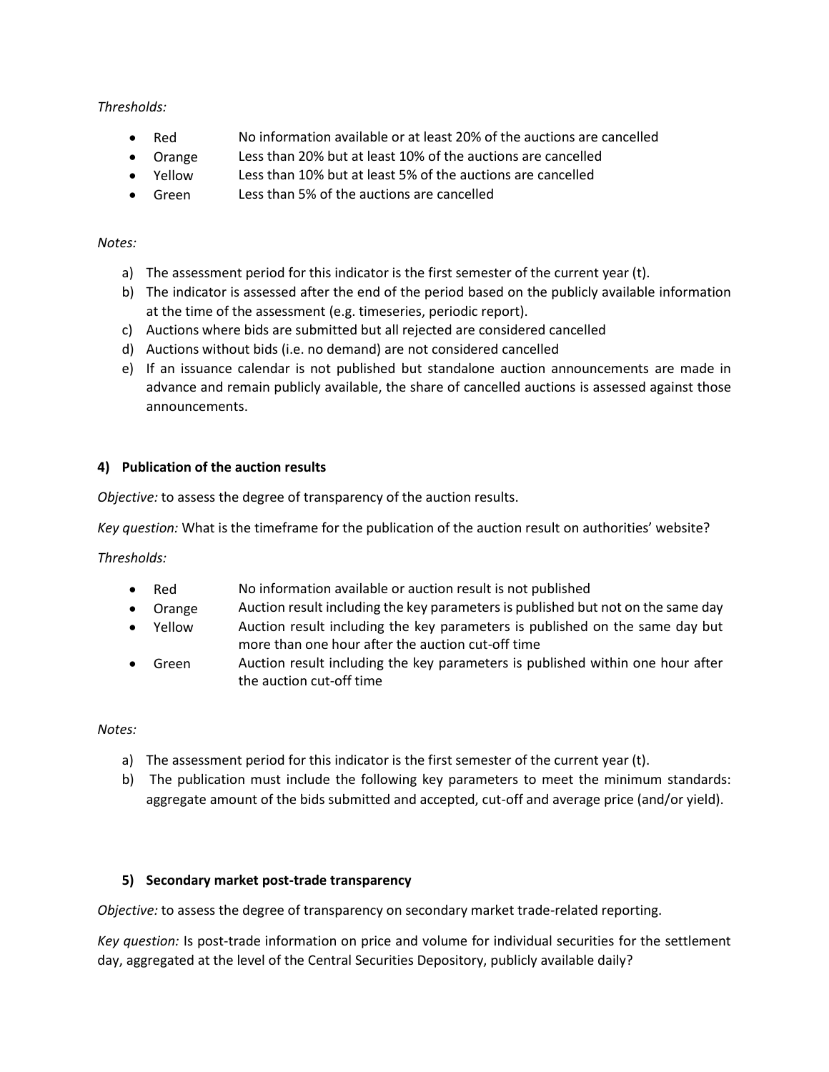*Thresholds:*

- Red No information available or at least 20% of the auctions are cancelled
- Orange Less than 20% but at least 10% of the auctions are cancelled
- Yellow Less than 10% but at least 5% of the auctions are cancelled
- Green Less than 5% of the auctions are cancelled

*Notes:*

a) The assessment period for this indicator is the first semester of the current year (t).
b) The indicator is assessed after the end of the period based on the publicly available information at the time of the assessment (e.g. timeseries, periodic report).
c) Auctions where bids are submitted but all rejected are considered cancelled
d) Auctions without bids (i.e. no demand) are not considered cancelled
e) If an issuance calendar is not published but standalone auction announcements are made in advance and remain publicly available, the share of cancelled auctions is assessed against those announcements.

**4) Publication of the auction results**

*Objective:* to assess the degree of transparency of the auction results.

*Key question:* What is the timeframe for the publication of the auction result on authorities' website?

*Thresholds:*

- Red No information available or auction result is not published
- Orange Auction result including the key parameters is published but not on the same day
- Yellow Auction result including the key parameters is published on the same day but more than one hour after the auction cut-off time
- Green Auction result including the key parameters is published within one hour after the auction cut-off time

*Notes:*

a) The assessment period for this indicator is the first semester of the current year (t).
b) The publication must include the following key parameters to meet the minimum standards: aggregate amount of the bids submitted and accepted, cut-off and average price (and/or yield).

**5) Secondary market post-trade transparency**

*Objective:* to assess the degree of transparency on secondary market trade-related reporting.

*Key question:* Is post-trade information on price and volume for individual securities for the settlement day, aggregated at the level of the Central Securities Depository, publicly available daily?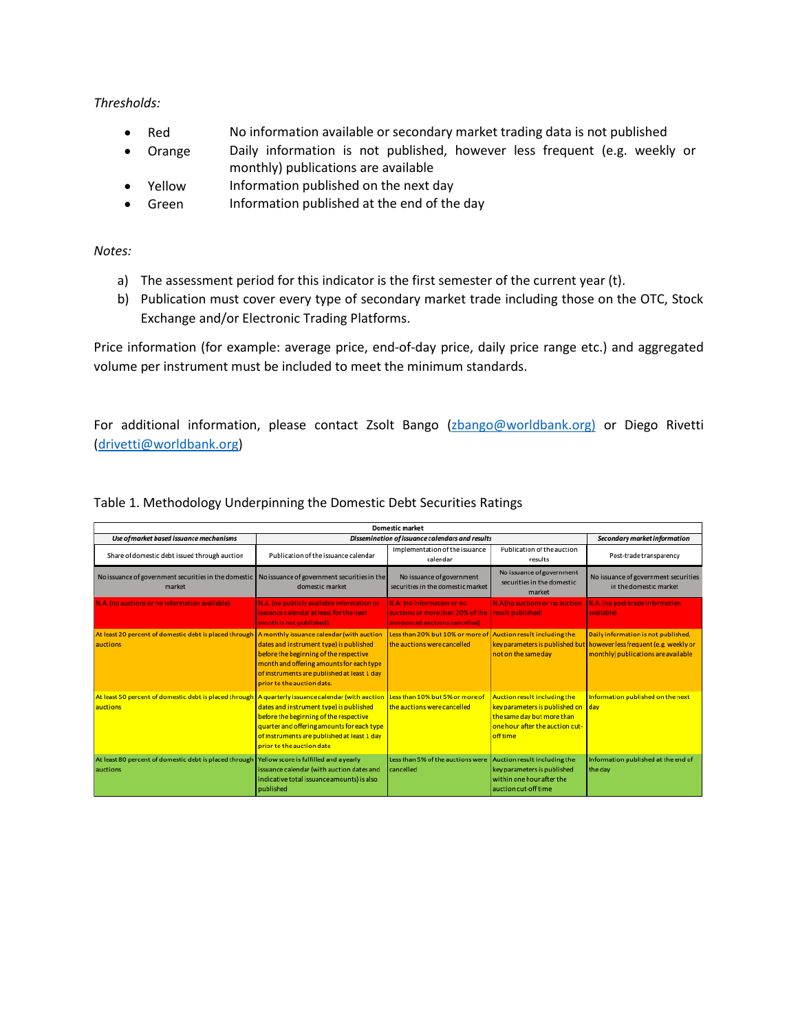*Thresholds:*

- Red — No information available or secondary market trading data is not published
- Orange — Daily information is not published, however less frequent (e.g. weekly or monthly) publications are available
- Yellow — Information published on the next day
- Green — Information published at the end of the day

*Notes:*

a) The assessment period for this indicator is the first semester of the current year (t).
b) Publication must cover every type of secondary market trade including those on the OTC, Stock Exchange and/or Electronic Trading Platforms.

Price information (for example: average price, end-of-day price, daily price range etc.) and aggregated volume per instrument must be included to meet the minimum standards.

For additional information, please contact Zsolt Bango (zbango@worldbank.org) or Diego Rivetti (drivetti@worldbank.org)

Table 1. Methodology Underpinning the Domestic Debt Securities Ratings

| Domestic market | | | | |
|---|---|---|---|---|
| *Use of market based issuance mechanisms* | *Dissemination of issuance calendars and results* | | | *Secondary market information* |
| Share of domestic debt issued through auction | Publication of the issuance calendar | Implementation of the issuance calendar | Publication of the auction results | Post-trade transparency |
| No issuance of government securities in the domestic market | No issuance of government securities in the domestic market | No issuance of government securities in the domestic market | No issuance of government securities in the domestic market | No issuance of government securities in the domestic market |
| N.A. (no auctions or no information available) | N.A. (no publicly available information or issuance calendar at least for the next month is not published) | N.A. (no information or no auctions or more than 20% of the announced auctions cancelled) | N.A (no auctions or no auction result published) | N.A. (no post-trade information available) |
| At least 20 percent of domestic debt is placed through auctions | A monthly issuance calendar (with auction dates and instrument type) is published before the beginning of the respective month and offering amounts for each type of instruments are published at least 1 day prior to the auction date. | Less than 20% but 10% or more of the auctions were cancelled | Auction result including the key parameters is published but not on the same day | Daily information is not published, however less frequent (e.g. weekly or monthly) publications are available |
| At least 50 percent of domestic debt is placed through auctions | A quarterly issuance calendar (with auction dates and instrument type) is published before the beginning of the respective quarter and offering amounts for each type of instruments are published at least 1 day prior to the auction date | Less than 10% but 5% or more of the auctions were cancelled | Auction result including the key parameters is published on the same day but more than one hour after the auction cut-off time | Information published on the next day |
| At least 80 percent of domestic debt is placed through auctions | Yellow score is fulfilled and a yearly issuance calendar (with auction dates and indicative total issuance amounts) is also published | Less than 5% of the auctions were cancelled | Auction result including the key parameters is published within one hour after the auction cut-off time | Information published at the end of the day |